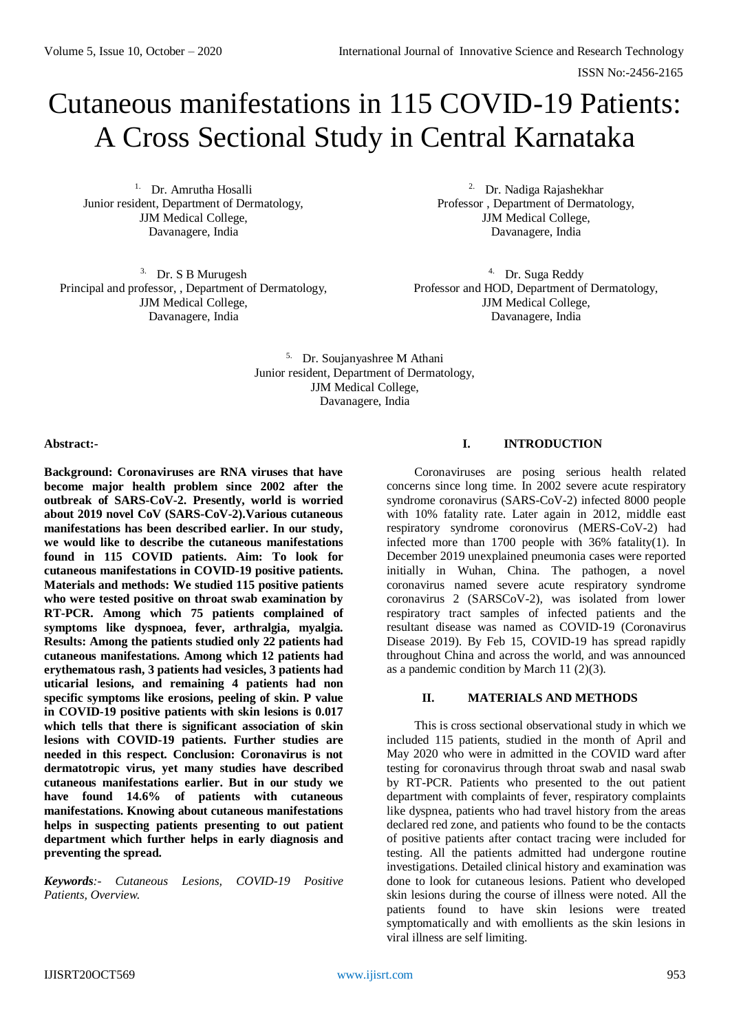# Cutaneous manifestations in 115 COVID-19 Patients: A Cross Sectional Study in Central Karnataka

[1] Dr. Amrutha Hosalli
Junior resident, Department of Dermatology,
JJM Medical College,
Davanagere, India

[2] Dr. Nadiga Rajashekhar
Professor , Department of Dermatology,
JJM Medical College,
Davanagere, India

[3] Dr. S B Murugesh
Principal and professor, , Department of Dermatology,
JJM Medical College,
Davanagere, India

[4] Dr. Suga Reddy
Professor and HOD, Department of Dermatology,
JJM Medical College,
Davanagere, India

[5] Dr. Soujanyashree M Athani
Junior resident, Department of Dermatology,
JJM Medical College,
Davanagere, India

**Abstract:-**

**Background: Coronaviruses are RNA viruses that have become major health problem since 2002 after the outbreak of SARS-CoV-2. Presently, world is worried about 2019 novel CoV (SARS-CoV-2).Various cutaneous manifestations has been described earlier. In our study, we would like to describe the cutaneous manifestations found in 115 COVID patients. Aim: To look for cutaneous manifestations in COVID-19 positive patients. Materials and methods: We studied 115 positive patients who were tested positive on throat swab examination by RT-PCR. Among which 75 patients complained of symptoms like dyspnoea, fever, arthralgia, myalgia. Results: Among the patients studied only 22 patients had cutaneous manifestations. Among which 12 patients had erythematous rash, 3 patients had vesicles, 3 patients had uticarial lesions, and remaining 4 patients had non specific symptoms like erosions, peeling of skin. P value in COVID-19 positive patients with skin lesions is 0.017 which tells that there is significant association of skin lesions with COVID-19 patients. Further studies are needed in this respect. Conclusion: Coronavirus is not dermatotropic virus, yet many studies have described cutaneous manifestations earlier. But in our study we have found 14.6% of patients with cutaneous manifestations. Knowing about cutaneous manifestations helps in suspecting patients presenting to out patient department which further helps in early diagnosis and preventing the spread.**

***Keywords**:- Cutaneous Lesions, COVID-19 Positive Patients, Overview.*

## I. INTRODUCTION

Coronaviruses are posing serious health related concerns since long time. In 2002 severe acute respiratory syndrome coronavirus (SARS-CoV-2) infected 8000 people with 10% fatality rate. Later again in 2012, middle east respiratory syndrome coronovirus (MERS-CoV-2) had infected more than 1700 people with 36% fatality(1). In December 2019 unexplained pneumonia cases were reported initially in Wuhan, China. The pathogen, a novel coronavirus named severe acute respiratory syndrome coronavirus 2 (SARSCoV-2), was isolated from lower respiratory tract samples of infected patients and the resultant disease was named as COVID-19 (Coronavirus Disease 2019). By Feb 15, COVID-19 has spread rapidly throughout China and across the world, and was announced as a pandemic condition by March 11 (2)(3).

## II. MATERIALS AND METHODS

This is cross sectional observational study in which we included 115 patients, studied in the month of April and May 2020 who were in admitted in the COVID ward after testing for coronavirus through throat swab and nasal swab by RT-PCR. Patients who presented to the out patient department with complaints of fever, respiratory complaints like dyspnea, patients who had travel history from the areas declared red zone, and patients who found to be the contacts of positive patients after contact tracing were included for testing. All the patients admitted had undergone routine investigations. Detailed clinical history and examination was done to look for cutaneous lesions. Patient who developed skin lesions during the course of illness were noted. All the patients found to have skin lesions were treated symptomatically and with emollients as the skin lesions in viral illness are self limiting.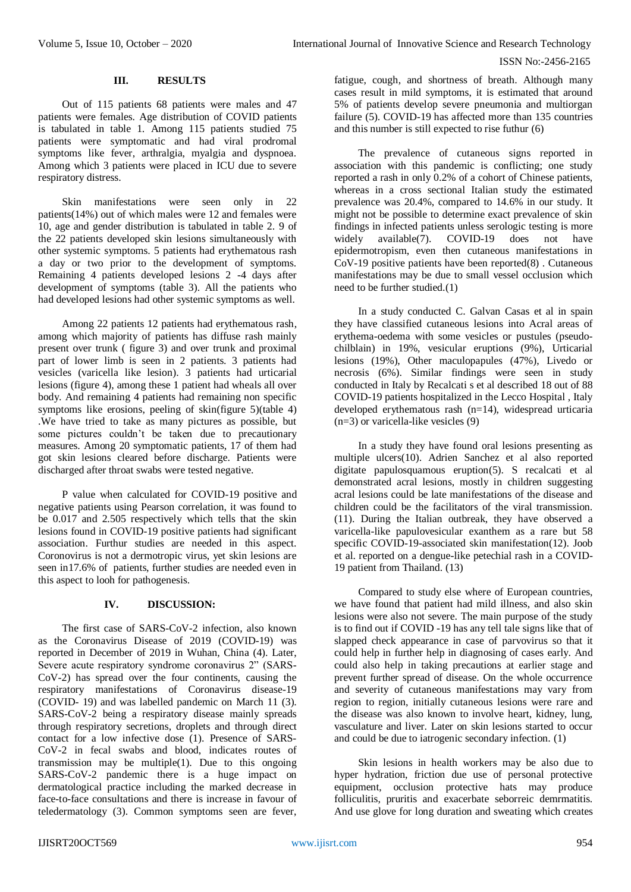## III. RESULTS

Out of 115 patients 68 patients were males and 47 patients were females. Age distribution of COVID patients is tabulated in table 1. Among 115 patients studied 75 patients were symptomatic and had viral prodromal symptoms like fever, arthralgia, myalgia and dyspnoea. Among which 3 patients were placed in ICU due to severe respiratory distress.

Skin manifestations were seen only in 22 patients(14%) out of which males were 12 and females were 10, age and gender distribution is tabulated in table 2. 9 of the 22 patients developed skin lesions simultaneously with other systemic symptoms. 5 patients had erythematous rash a day or two prior to the development of symptoms. Remaining 4 patients developed lesions 2 -4 days after development of symptoms (table 3). All the patients who had developed lesions had other systemic symptoms as well.

Among 22 patients 12 patients had erythematous rash, among which majority of patients has diffuse rash mainly present over trunk ( figure 3) and over trunk and proximal part of lower limb is seen in 2 patients. 3 patients had vesicles (varicella like lesion). 3 patients had urticarial lesions (figure 4), among these 1 patient had wheals all over body. And remaining 4 patients had remaining non specific symptoms like erosions, peeling of skin(figure 5)(table 4) .We have tried to take as many pictures as possible, but some pictures couldn't be taken due to precautionary measures. Among 20 symptomatic patients, 17 of them had got skin lesions cleared before discharge. Patients were discharged after throat swabs were tested negative.

P value when calculated for COVID-19 positive and negative patients using Pearson correlation, it was found to be 0.017 and 2.505 respectively which tells that the skin lesions found in COVID-19 positive patients had significant association. Furthur studies are needed in this aspect. Coronovirus is not a dermotropic virus, yet skin lesions are seen in17.6% of patients, further studies are needed even in this aspect to looh for pathogenesis.

## IV. DISCUSSION:

The first case of SARS-CoV-2 infection, also known as the Coronavirus Disease of 2019 (COVID-19) was reported in December of 2019 in Wuhan, China (4). Later, Severe acute respiratory syndrome coronavirus 2" (SARS-CoV-2) has spread over the four continents, causing the respiratory manifestations of Coronavirus disease-19 (COVID- 19) and was labelled pandemic on March 11 (3). SARS-CoV-2 being a respiratory disease mainly spreads through respiratory secretions, droplets and through direct contact for a low infective dose (1). Presence of SARS-CoV-2 in fecal swabs and blood, indicates routes of transmission may be multiple(1). Due to this ongoing SARS-CoV-2 pandemic there is a huge impact on dermatological practice including the marked decrease in face-to-face consultations and there is increase in favour of teledermatology (3). Common symptoms seen are fever, fatigue, cough, and shortness of breath. Although many cases result in mild symptoms, it is estimated that around 5% of patients develop severe pneumonia and multiorgan failure (5). COVID-19 has affected more than 135 countries and this number is still expected to rise futhur (6)

The prevalence of cutaneous signs reported in association with this pandemic is conflicting; one study reported a rash in only 0.2% of a cohort of Chinese patients, whereas in a cross sectional Italian study the estimated prevalence was 20.4%, compared to 14.6% in our study. It might not be possible to determine exact prevalence of skin findings in infected patients unless serologic testing is more widely available(7). COVID-19 does not have epidermotropism, even then cutaneous manifestations in CoV-19 positive patients have been reported(8) . Cutaneous manifestations may be due to small vessel occlusion which need to be further studied.(1)

In a study conducted C. Galvan Casas et al in spain they have classified cutaneous lesions into Acral areas of erythema-oedema with some vesicles or pustules (pseudo-chilblain) in 19%, vesicular eruptions (9%), Urticarial lesions (19%), Other maculopapules (47%), Livedo or necrosis (6%). Similar findings were seen in study conducted in Italy by Recalcati s et al described 18 out of 88 COVID-19 patients hospitalized in the Lecco Hospital , Italy developed erythematous rash (n=14), widespread urticaria (n=3) or varicella-like vesicles (9)

In a study they have found oral lesions presenting as multiple ulcers(10). Adrien Sanchez et al also reported digitate papulosquamous eruption(5). S recalcati et al demonstrated acral lesions, mostly in children suggesting acral lesions could be late manifestations of the disease and children could be the facilitators of the viral transmission. (11). During the Italian outbreak, they have observed a varicella-like papulovesicular exanthem as a rare but 58 specific COVID-19-associated skin manifestation(12). Joob et al. reported on a dengue-like petechial rash in a COVID-19 patient from Thailand. (13)

Compared to study else where of European countries, we have found that patient had mild illness, and also skin lesions were also not severe. The main purpose of the study is to find out if COVID -19 has any tell tale signs like that of slapped check appearance in case of parvovirus so that it could help in further help in diagnosing of cases early. And could also help in taking precautions at earlier stage and prevent further spread of disease. On the whole occurrence and severity of cutaneous manifestations may vary from region to region, initially cutaneous lesions were rare and the disease was also known to involve heart, kidney, lung, vasculature and liver. Later on skin lesions started to occur and could be due to iatrogenic secondary infection. (1)

Skin lesions in health workers may be also due to hyper hydration, friction due use of personal protective equipment, occlusion protective hats may produce folliculitis, pruritis and exacerbate seborreic demrmatitis. And use glove for long duration and sweating which creates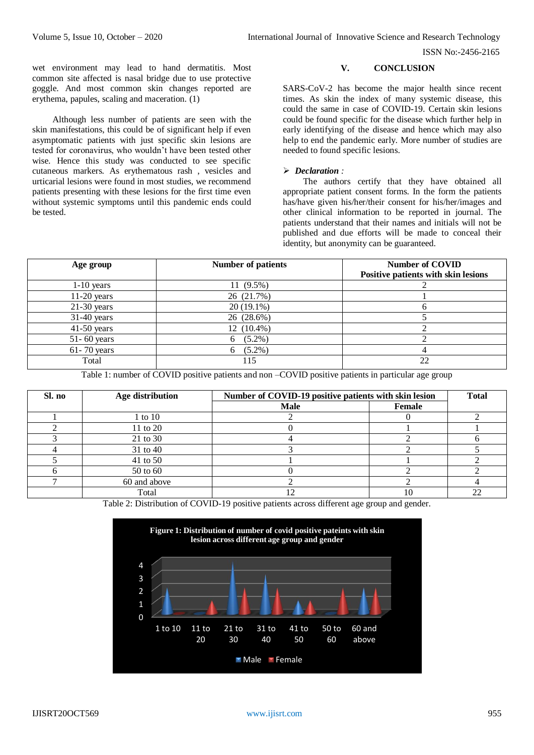wet environment may lead to hand dermatitis. Most common site affected is nasal bridge due to use protective goggle. And most common skin changes reported are erythema, papules, scaling and maceration. (1)

Although less number of patients are seen with the skin manifestations, this could be of significant help if even asymptomatic patients with just specific skin lesions are tested for coronavirus, who wouldn't have been tested other wise. Hence this study was conducted to see specific cutaneous markers. As erythematous rash , vesicles and urticarial lesions were found in most studies, we recommend patients presenting with these lesions for the first time even without systemic symptoms until this pandemic ends could be tested.

## V. CONCLUSION

SARS-CoV-2 has become the major health since recent times. As skin the index of many systemic disease, this could the same in case of COVID-19. Certain skin lesions could be found specific for the disease which further help in early identifying of the disease and hence which may also help to end the pandemic early. More number of studies are needed to found specific lesions.

➢ ***Declaration :***

The authors certify that they have obtained all appropriate patient consent forms. In the form the patients has/have given his/her/their consent for his/her/images and other clinical information to be reported in journal. The patients understand that their names and initials will not be published and due efforts will be made to conceal their identity, but anonymity can be guaranteed.

| Age group | Number of patients | Number of COVID Positive patients with skin lesions |
|---|---|---|
| 1-10 years | 11 (9.5%) | 2 |
| 11-20 years | 26 (21.7%) | 1 |
| 21-30 years | 20 (19.1%) | 6 |
| 31-40 years | 26 (28.6%) | 5 |
| 41-50 years | 12 (10.4%) | 2 |
| 51- 60 years | 6 (5.2%) | 2 |
| 61- 70 years | 6 (5.2%) | 4 |
| Total | 115 | 22 |

Table 1: number of COVID positive patients and non –COVID positive patients in particular age group

| Sl. no | Age distribution | Number of COVID-19 positive patients with skin lesion | | Total |
|---|---|---|---|---|
| | | Male | Female | |
| 1 | 1 to 10 | 2 | 0 | 2 |
| 2 | 11 to 20 | 0 | 1 | 1 |
| 3 | 21 to 30 | 4 | 2 | 6 |
| 4 | 31 to 40 | 3 | 2 | 5 |
| 5 | 41 to 50 | 1 | 1 | 2 |
| 6 | 50 to 60 | 0 | 2 | 2 |
| 7 | 60 and above | 2 | 2 | 4 |
| | Total | 12 | 10 | 22 |

Table 2: Distribution of COVID-19 positive patients across different age group and gender.

**Figure 1: Distribution of number of covid positive pateints with skin lesion across different age group and gender**

| Age group | Male | Female |
|---|---|---|
| 1 to 10 | 2 | 0 |
| 11 to 20 | 0 | 1 |
| 21 to 30 | 4 | 2 |
| 31 to 40 | 3 | 2 |
| 41 to 50 | 1 | 1 |
| 50 to 60 | 0 | 2 |
| 60 and above | 2 | 2 |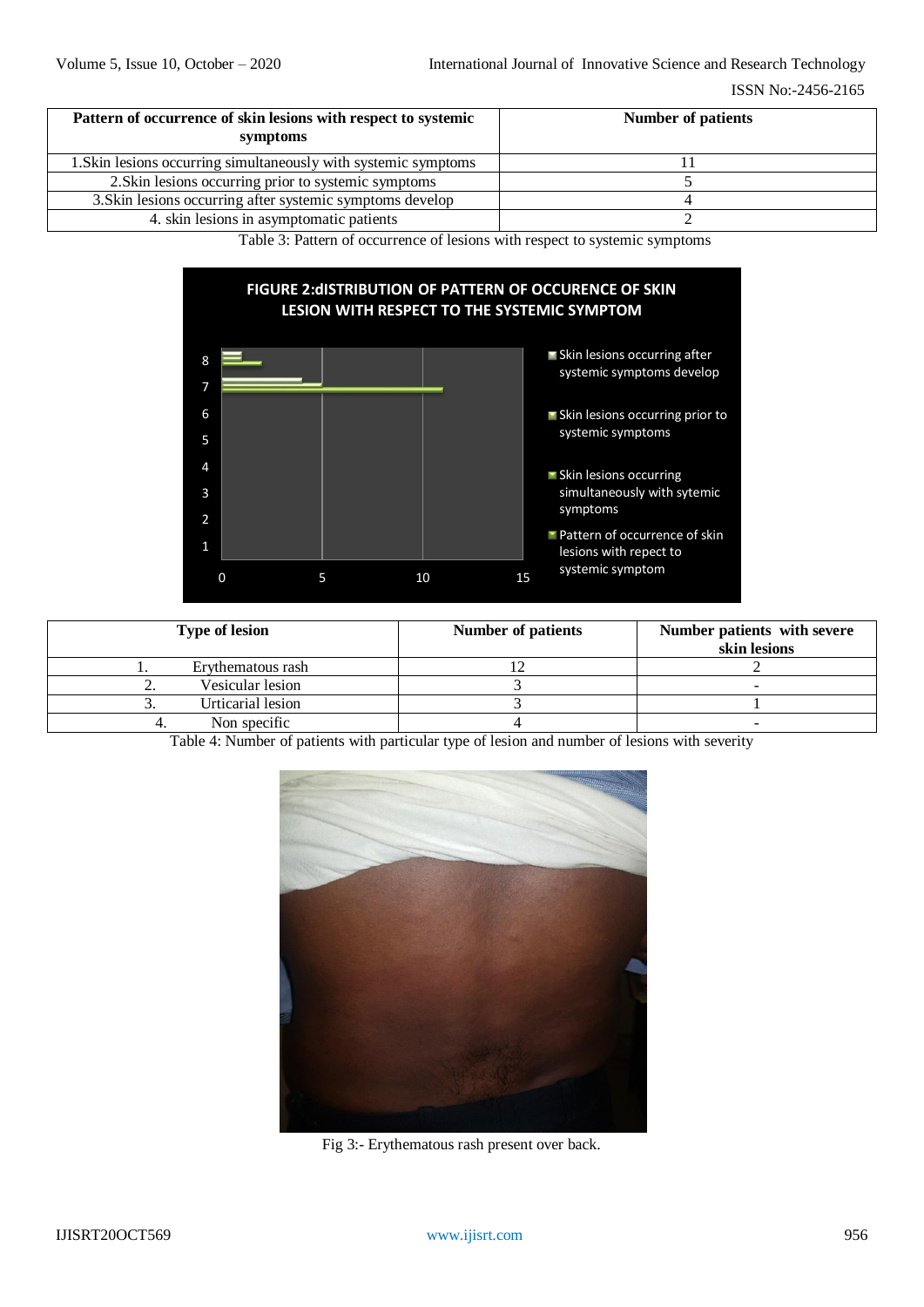| Pattern of occurrence of skin lesions with respect to systemic symptoms | Number of patients |
|---|---|
| 1.Skin lesions occurring simultaneously with systemic symptoms | 11 |
| 2.Skin lesions occurring prior to systemic symptoms | 5 |
| 3.Skin lesions occurring after systemic symptoms develop | 4 |
| 4. skin lesions in asymptomatic patients | 2 |

Table 3: Pattern of occurrence of lesions with respect to systemic symptoms

FIGURE 2:dISTRIBUTION OF PATTERN OF OCCURENCE OF SKIN LESION WITH RESPECT TO THE SYSTEMIC SYMPTOM

| Type of lesion | Number of patients | Number patients with severe skin lesions |
|---|---|---|
| 1. Erythematous rash | 12 | 2 |
| 2. Vesicular lesion | 3 | - |
| 3. Urticarial lesion | 3 | 1 |
| 4. Non specific | 4 | - |

Table 4: Number of patients with particular type of lesion and number of lesions with severity

Fig 3:- Erythematous rash present over back.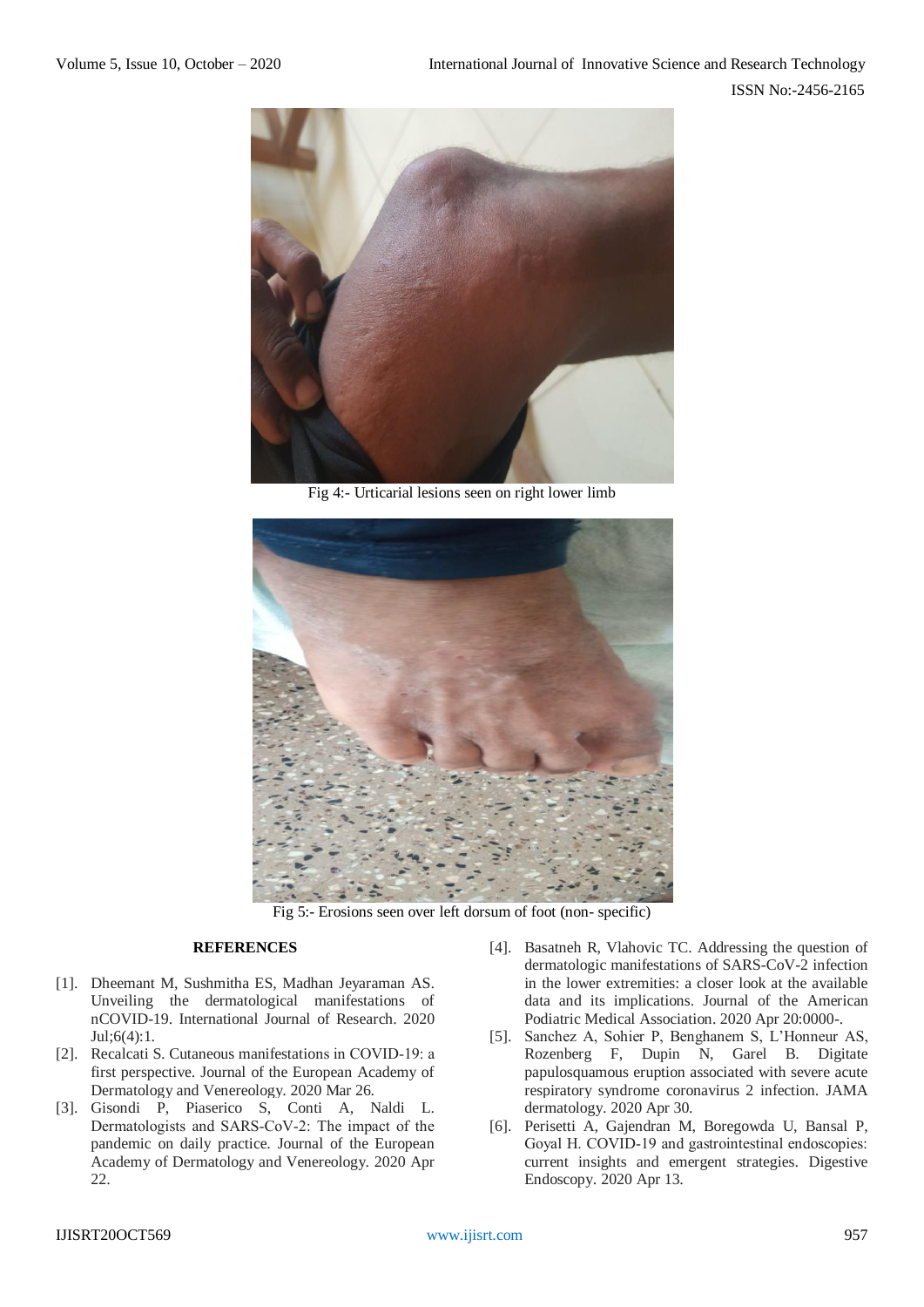Fig 4:- Urticarial lesions seen on right lower limb

Fig 5:- Erosions seen over left dorsum of foot (non- specific)

## REFERENCES

[1]. Dheemant M, Sushmitha ES, Madhan Jeyaraman AS. Unveiling the dermatological manifestations of nCOVID-19. International Journal of Research. 2020 Jul;6(4):1.

[2]. Recalcati S. Cutaneous manifestations in COVID-19: a first perspective. Journal of the European Academy of Dermatology and Venereology. 2020 Mar 26.

[3]. Gisondi P, Piaserico S, Conti A, Naldi L. Dermatologists and SARS-CoV-2: The impact of the pandemic on daily practice. Journal of the European Academy of Dermatology and Venereology. 2020 Apr 22.

[4]. Basatneh R, Vlahovic TC. Addressing the question of dermatologic manifestations of SARS-CoV-2 infection in the lower extremities: a closer look at the available data and its implications. Journal of the American Podiatric Medical Association. 2020 Apr 20:0000-.

[5]. Sanchez A, Sohier P, Benghanem S, L'Honneur AS, Rozenberg F, Dupin N, Garel B. Digitate papulosquamous eruption associated with severe acute respiratory syndrome coronavirus 2 infection. JAMA dermatology. 2020 Apr 30.

[6]. Perisetti A, Gajendran M, Boregowda U, Bansal P, Goyal H. COVID-19 and gastrointestinal endoscopies: current insights and emergent strategies. Digestive Endoscopy. 2020 Apr 13.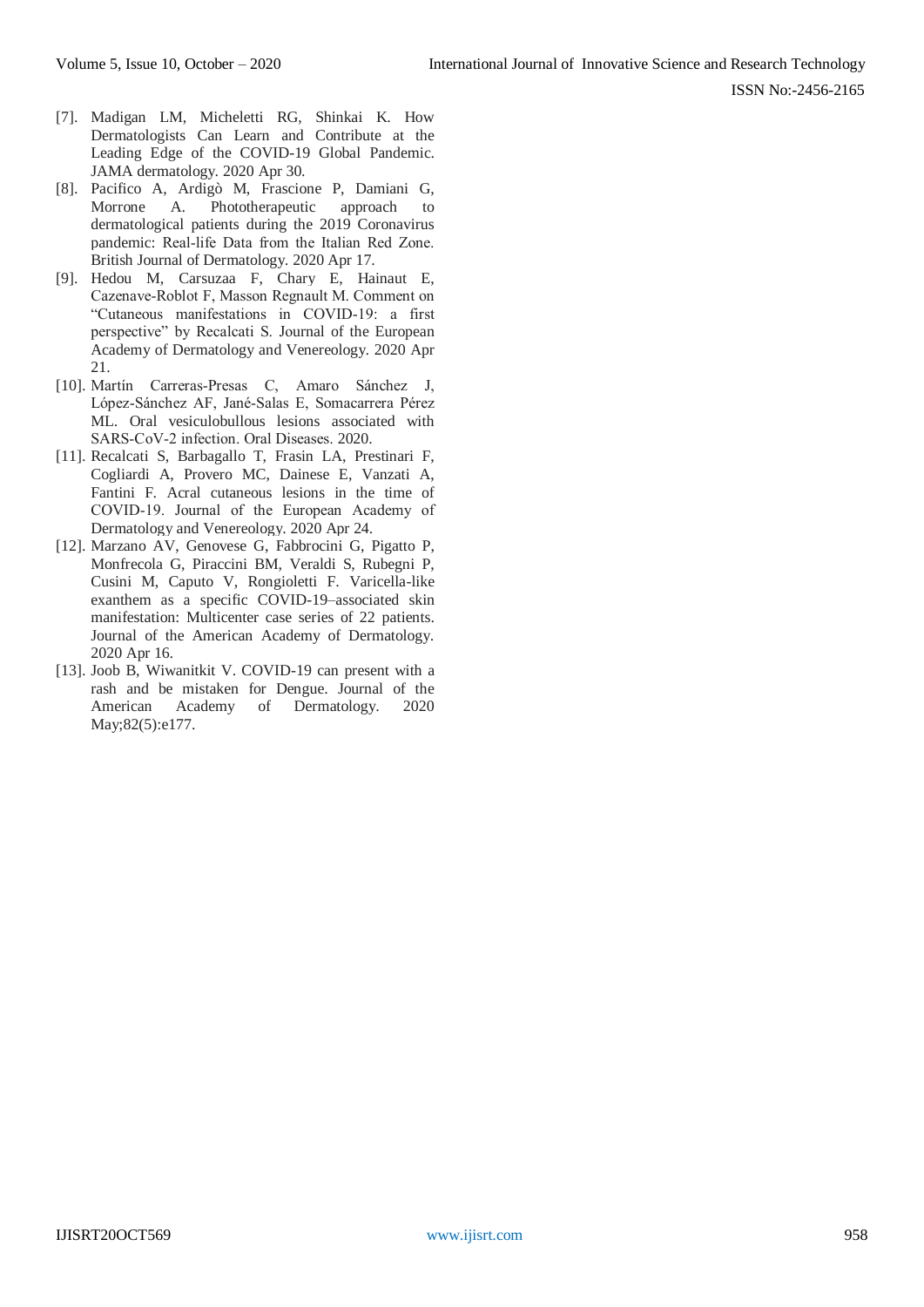[7]. Madigan LM, Micheletti RG, Shinkai K. How Dermatologists Can Learn and Contribute at the Leading Edge of the COVID-19 Global Pandemic. JAMA dermatology. 2020 Apr 30.

[8]. Pacifico A, Ardigò M, Frascione P, Damiani G, Morrone A. Phototherapeutic approach to dermatological patients during the 2019 Coronavirus pandemic: Real-life Data from the Italian Red Zone. British Journal of Dermatology. 2020 Apr 17.

[9]. Hedou M, Carsuzaa F, Chary E, Hainaut E, Cazenave-Roblot F, Masson Regnault M. Comment on "Cutaneous manifestations in COVID-19: a first perspective" by Recalcati S. Journal of the European Academy of Dermatology and Venereology. 2020 Apr 21.

[10]. Martín Carreras-Presas C, Amaro Sánchez J, López-Sánchez AF, Jané-Salas E, Somacarrera Pérez ML. Oral vesiculobullous lesions associated with SARS-CoV-2 infection. Oral Diseases. 2020.

[11]. Recalcati S, Barbagallo T, Frasin LA, Prestinari F, Cogliardi A, Provero MC, Dainese E, Vanzati A, Fantini F. Acral cutaneous lesions in the time of COVID-19. Journal of the European Academy of Dermatology and Venereology. 2020 Apr 24.

[12]. Marzano AV, Genovese G, Fabbrocini G, Pigatto P, Monfrecola G, Piraccini BM, Veraldi S, Rubegni P, Cusini M, Caputo V, Rongioletti F. Varicella-like exanthem as a specific COVID-19–associated skin manifestation: Multicenter case series of 22 patients. Journal of the American Academy of Dermatology. 2020 Apr 16.

[13]. Joob B, Wiwanitkit V. COVID-19 can present with a rash and be mistaken for Dengue. Journal of the American Academy of Dermatology. 2020 May;82(5):e177.